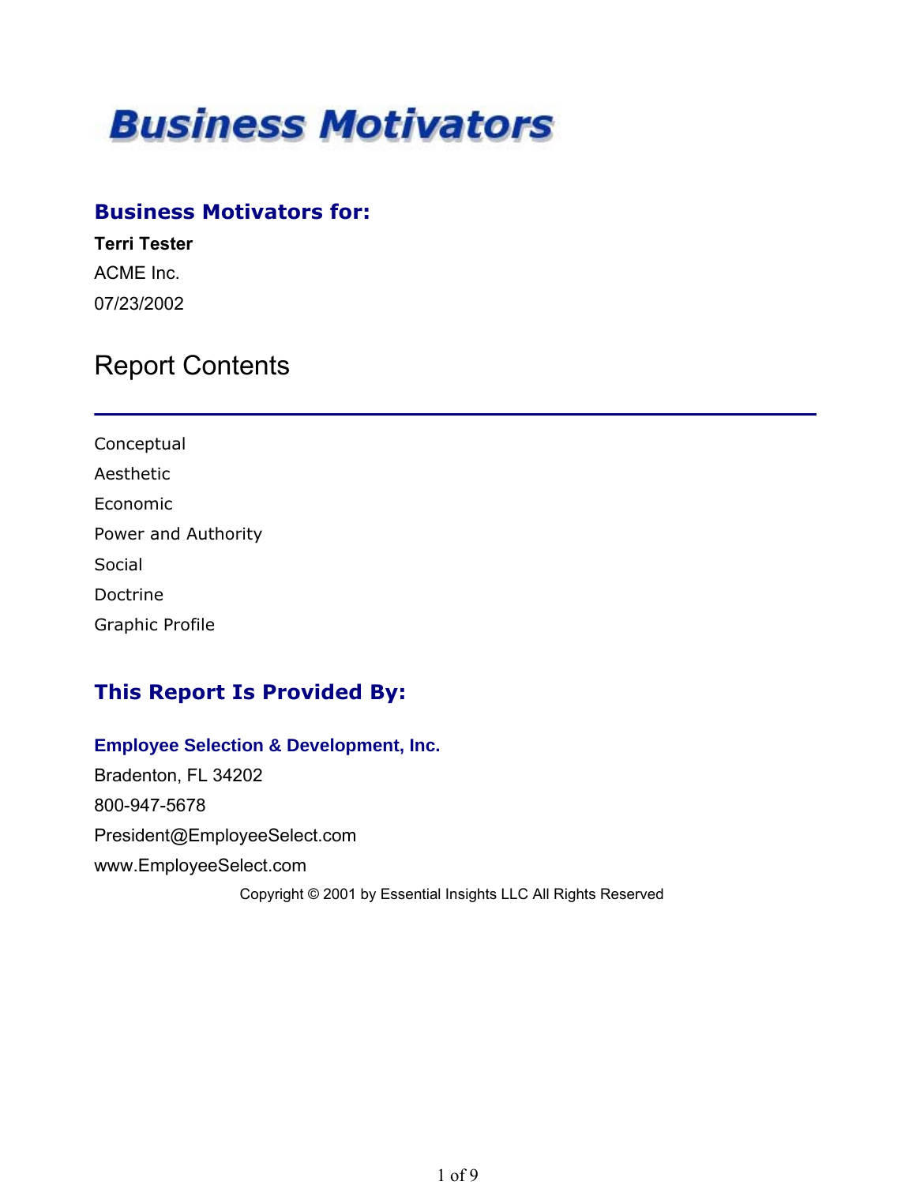# Business Motivators

## Business Motivators for:

**Terri Tester**

ACME Inc.

07/23/2002

## Report Contents

---

Conceptual

Aesthetic

Economic

Power and Authority

Social

Doctrine

Graphic Profile

## This Report Is Provided By:

**Employee Selection & Development, Inc.**

Bradenton, FL 34202

800-947-5678

President@EmployeeSelect.com

www.EmployeeSelect.com

Copyright © 2001 by Essential Insights LLC All Rights Reserved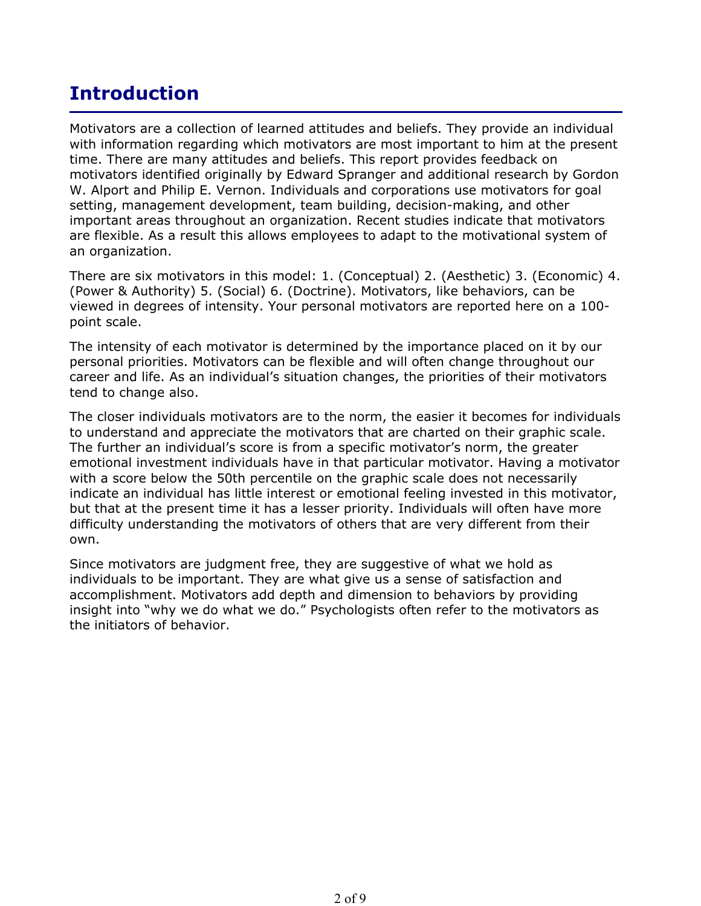# Introduction

Motivators are a collection of learned attitudes and beliefs. They provide an individual with information regarding which motivators are most important to him at the present time. There are many attitudes and beliefs. This report provides feedback on motivators identified originally by Edward Spranger and additional research by Gordon W. Alport and Philip E. Vernon. Individuals and corporations use motivators for goal setting, management development, team building, decision-making, and other important areas throughout an organization. Recent studies indicate that motivators are flexible. As a result this allows employees to adapt to the motivational system of an organization.

There are six motivators in this model: 1. (Conceptual) 2. (Aesthetic) 3. (Economic) 4. (Power & Authority) 5. (Social) 6. (Doctrine). Motivators, like behaviors, can be viewed in degrees of intensity. Your personal motivators are reported here on a 100-point scale.

The intensity of each motivator is determined by the importance placed on it by our personal priorities. Motivators can be flexible and will often change throughout our career and life. As an individual's situation changes, the priorities of their motivators tend to change also.

The closer individuals motivators are to the norm, the easier it becomes for individuals to understand and appreciate the motivators that are charted on their graphic scale. The further an individual's score is from a specific motivator's norm, the greater emotional investment individuals have in that particular motivator. Having a motivator with a score below the 50th percentile on the graphic scale does not necessarily indicate an individual has little interest or emotional feeling invested in this motivator, but that at the present time it has a lesser priority. Individuals will often have more difficulty understanding the motivators of others that are very different from their own.

Since motivators are judgment free, they are suggestive of what we hold as individuals to be important. They are what give us a sense of satisfaction and accomplishment. Motivators add depth and dimension to behaviors by providing insight into "why we do what we do." Psychologists often refer to the motivators as the initiators of behavior.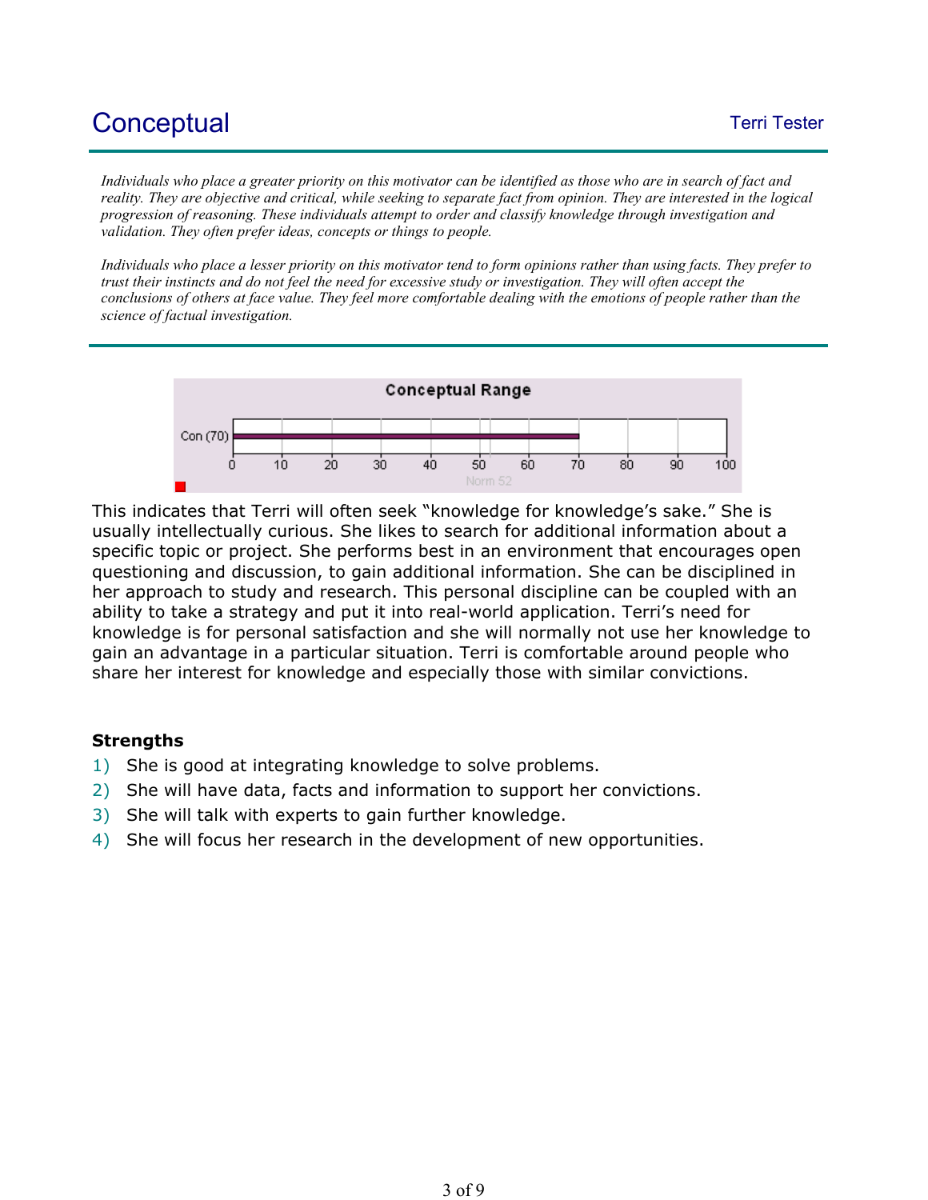# Conceptual

Terri Tester

*Individuals who place a greater priority on this motivator can be identified as those who are in search of fact and reality. They are objective and critical, while seeking to separate fact from opinion. They are interested in the logical progression of reasoning. These individuals attempt to order and classify knowledge through investigation and validation. They often prefer ideas, concepts or things to people.*

*Individuals who place a lesser priority on this motivator tend to form opinions rather than using facts. They prefer to trust their instincts and do not feel the need for excessive study or investigation. They will often accept the conclusions of others at face value. They feel more comfortable dealing with the emotions of people rather than the science of factual investigation.*

**Conceptual Range**

Con (70)

0 10 20 30 40 50 60 70 80 90 100

Norm 52

This indicates that Terri will often seek "knowledge for knowledge's sake." She is usually intellectually curious. She likes to search for additional information about a specific topic or project. She performs best in an environment that encourages open questioning and discussion, to gain additional information. She can be disciplined in her approach to study and research. This personal discipline can be coupled with an ability to take a strategy and put it into real-world application. Terri's need for knowledge is for personal satisfaction and she will normally not use her knowledge to gain an advantage in a particular situation. Terri is comfortable around people who share her interest for knowledge and especially those with similar convictions.

**Strengths**

1) She is good at integrating knowledge to solve problems.
2) She will have data, facts and information to support her convictions.
3) She will talk with experts to gain further knowledge.
4) She will focus her research in the development of new opportunities.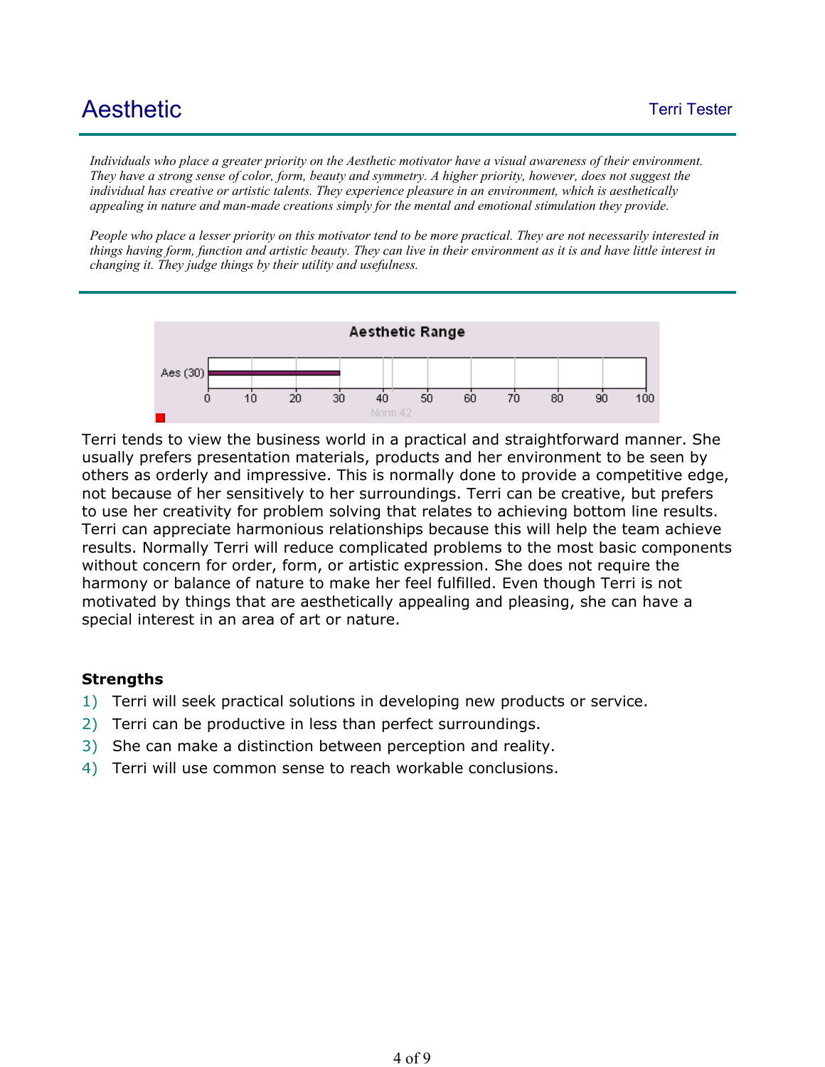# Aesthetic

*Individuals who place a greater priority on the Aesthetic motivator have a visual awareness of their environment. They have a strong sense of color, form, beauty and symmetry. A higher priority, however, does not suggest the individual has creative or artistic talents. They experience pleasure in an environment, which is aesthetically appealing in nature and man-made creations simply for the mental and emotional stimulation they provide.*

*People who place a lesser priority on this motivator tend to be more practical. They are not necessarily interested in things having form, function and artistic beauty. They can live in their environment as it is and have little interest in changing it. They judge things by their utility and usefulness.*

**Aesthetic Range**

Aes (30)

0 10 20 30 40 50 60 70 80 90 100

Norm 42

Terri tends to view the business world in a practical and straightforward manner. She usually prefers presentation materials, products and her environment to be seen by others as orderly and impressive. This is normally done to provide a competitive edge, not because of her sensitively to her surroundings. Terri can be creative, but prefers to use her creativity for problem solving that relates to achieving bottom line results. Terri can appreciate harmonious relationships because this will help the team achieve results. Normally Terri will reduce complicated problems to the most basic components without concern for order, form, or artistic expression. She does not require the harmony or balance of nature to make her feel fulfilled. Even though Terri is not motivated by things that are aesthetically appealing and pleasing, she can have a special interest in an area of art or nature.

### Strengths

1) Terri will seek practical solutions in developing new products or service.
2) Terri can be productive in less than perfect surroundings.
3) She can make a distinction between perception and reality.
4) Terri will use common sense to reach workable conclusions.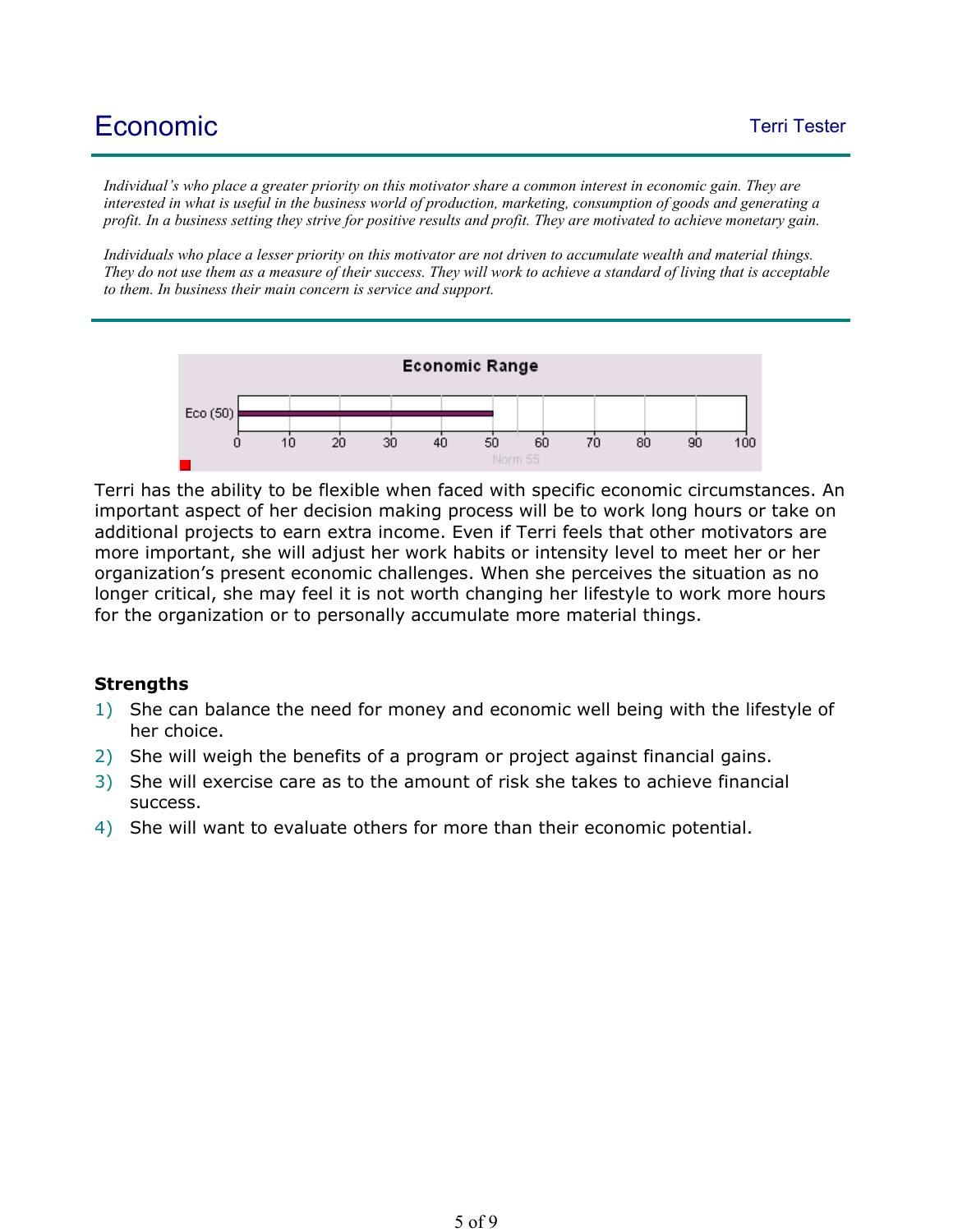# Economic

Terri Tester

*Individual's who place a greater priority on this motivator share a common interest in economic gain. They are interested in what is useful in the business world of production, marketing, consumption of goods and generating a profit. In a business setting they strive for positive results and profit. They are motivated to achieve monetary gain.*

*Individuals who place a lesser priority on this motivator are not driven to accumulate wealth and material things. They do not use them as a measure of their success. They will work to achieve a standard of living that is acceptable to them. In business their main concern is service and support.*

**Economic Range**

Eco (50)

0 10 20 30 40 50 60 70 80 90 100

Norm 55

Terri has the ability to be flexible when faced with specific economic circumstances. An important aspect of her decision making process will be to work long hours or take on additional projects to earn extra income. Even if Terri feels that other motivators are more important, she will adjust her work habits or intensity level to meet her or her organization's present economic challenges. When she perceives the situation as no longer critical, she may feel it is not worth changing her lifestyle to work more hours for the organization or to personally accumulate more material things.

**Strengths**

1) She can balance the need for money and economic well being with the lifestyle of her choice.
2) She will weigh the benefits of a program or project against financial gains.
3) She will exercise care as to the amount of risk she takes to achieve financial success.
4) She will want to evaluate others for more than their economic potential.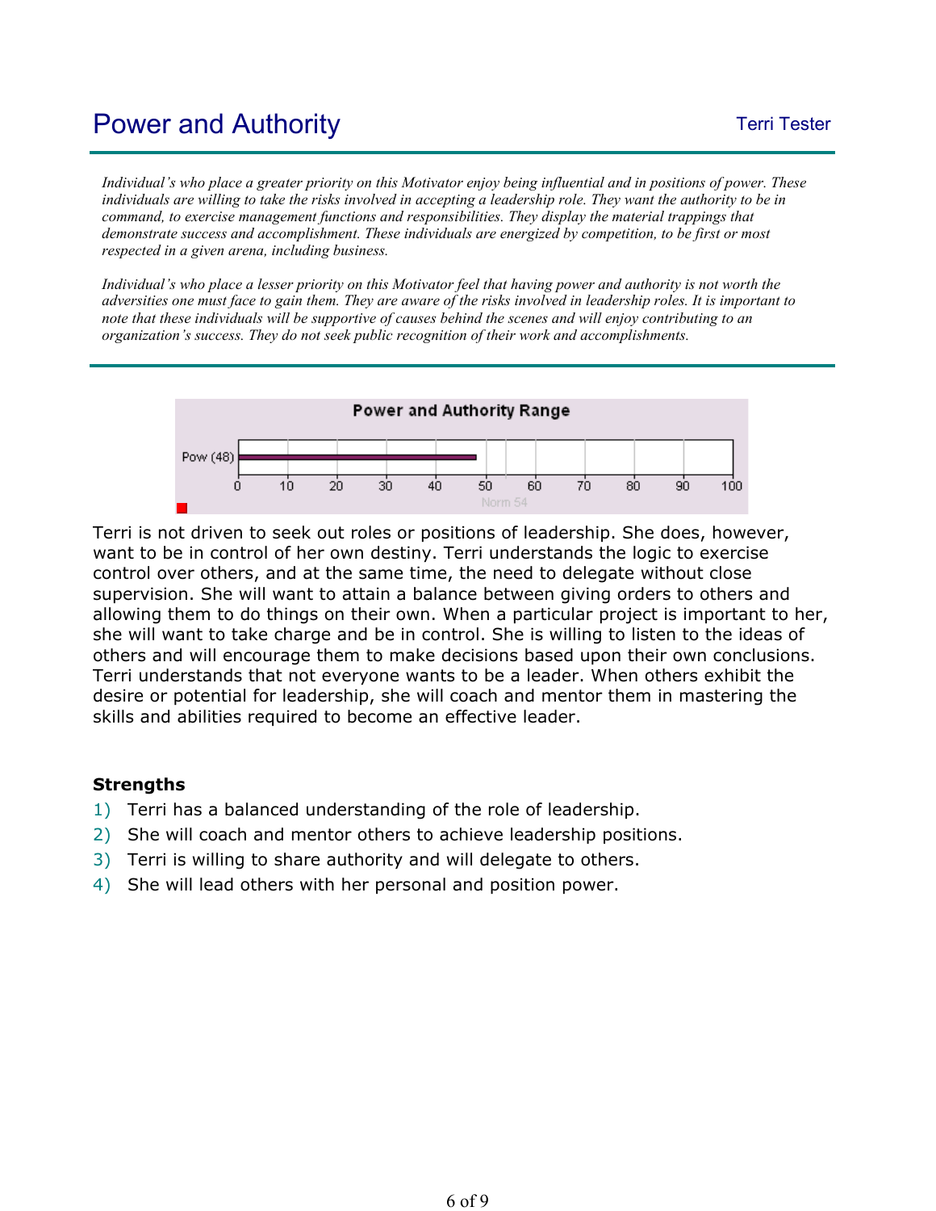# Power and Authority

Terri Tester

*Individual's who place a greater priority on this Motivator enjoy being influential and in positions of power. These individuals are willing to take the risks involved in accepting a leadership role. They want the authority to be in command, to exercise management functions and responsibilities. They display the material trappings that demonstrate success and accomplishment. These individuals are energized by competition, to be first or most respected in a given arena, including business.*

*Individual's who place a lesser priority on this Motivator feel that having power and authority is not worth the adversities one must face to gain them. They are aware of the risks involved in leadership roles. It is important to note that these individuals will be supportive of causes behind the scenes and will enjoy contributing to an organization's success. They do not seek public recognition of their work and accomplishments.*

**Power and Authority Range**

Pow (48)

0 10 20 30 40 50 60 70 80 90 100

Norm 54

Terri is not driven to seek out roles or positions of leadership. She does, however, want to be in control of her own destiny. Terri understands the logic to exercise control over others, and at the same time, the need to delegate without close supervision. She will want to attain a balance between giving orders to others and allowing them to do things on their own. When a particular project is important to her, she will want to take charge and be in control. She is willing to listen to the ideas of others and will encourage them to make decisions based upon their own conclusions. Terri understands that not everyone wants to be a leader. When others exhibit the desire or potential for leadership, she will coach and mentor them in mastering the skills and abilities required to become an effective leader.

**Strengths**

1) Terri has a balanced understanding of the role of leadership.
2) She will coach and mentor others to achieve leadership positions.
3) Terri is willing to share authority and will delegate to others.
4) She will lead others with her personal and position power.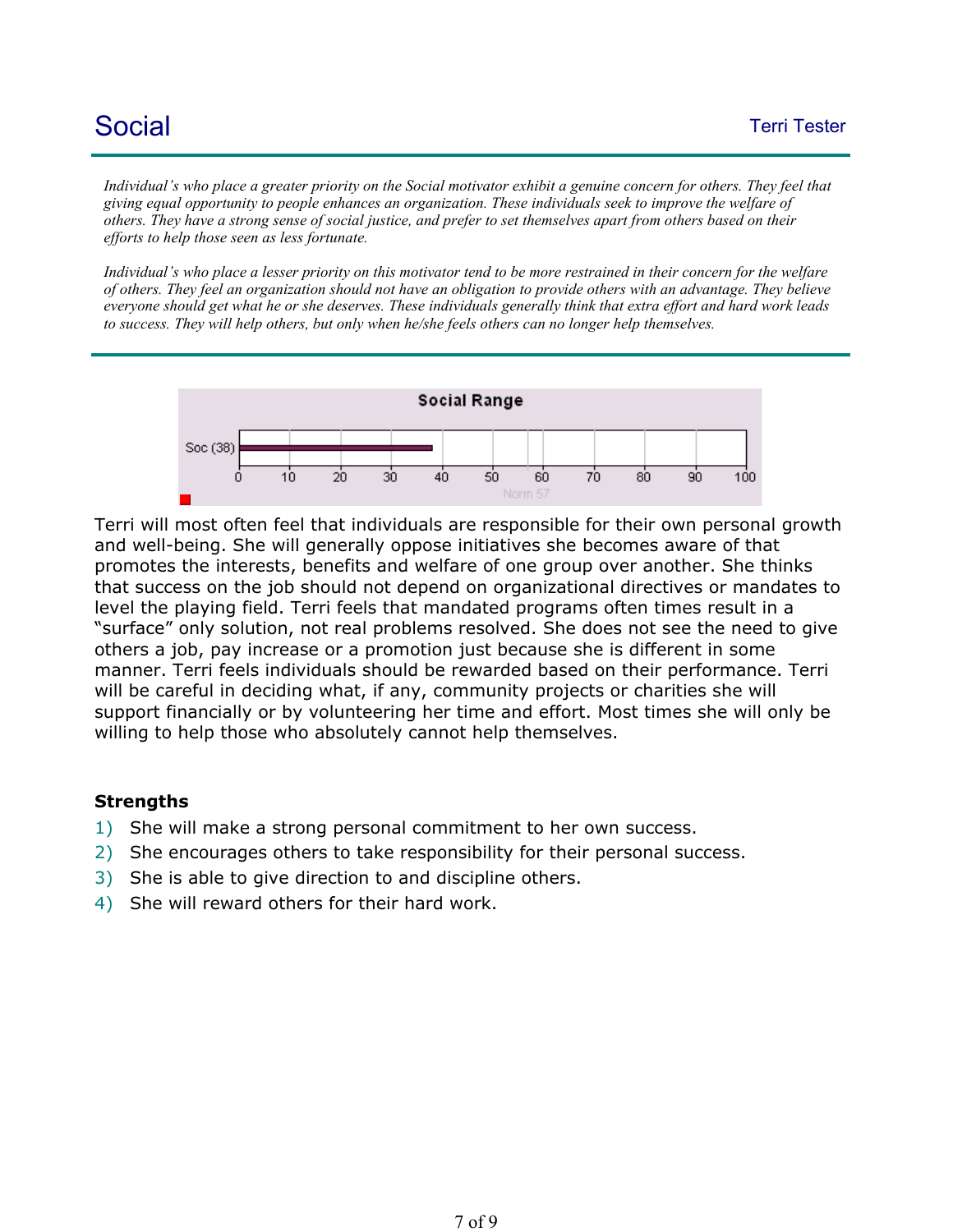# Social

Terri Tester

*Individual's who place a greater priority on the Social motivator exhibit a genuine concern for others. They feel that giving equal opportunity to people enhances an organization. These individuals seek to improve the welfare of others. They have a strong sense of social justice, and prefer to set themselves apart from others based on their efforts to help those seen as less fortunate.*

*Individual's who place a lesser priority on this motivator tend to be more restrained in their concern for the welfare of others. They feel an organization should not have an obligation to provide others with an advantage. They believe everyone should get what he or she deserves. These individuals generally think that extra effort and hard work leads to success. They will help others, but only when he/she feels others can no longer help themselves.*

**Social Range**

Soc (38)

0 10 20 30 40 50 60 70 80 90 100

Norm 57

Terri will most often feel that individuals are responsible for their own personal growth and well-being. She will generally oppose initiatives she becomes aware of that promotes the interests, benefits and welfare of one group over another. She thinks that success on the job should not depend on organizational directives or mandates to level the playing field. Terri feels that mandated programs often times result in a "surface" only solution, not real problems resolved. She does not see the need to give others a job, pay increase or a promotion just because she is different in some manner. Terri feels individuals should be rewarded based on their performance. Terri will be careful in deciding what, if any, community projects or charities she will support financially or by volunteering her time and effort. Most times she will only be willing to help those who absolutely cannot help themselves.

**Strengths**

1) She will make a strong personal commitment to her own success.
2) She encourages others to take responsibility for their personal success.
3) She is able to give direction to and discipline others.
4) She will reward others for their hard work.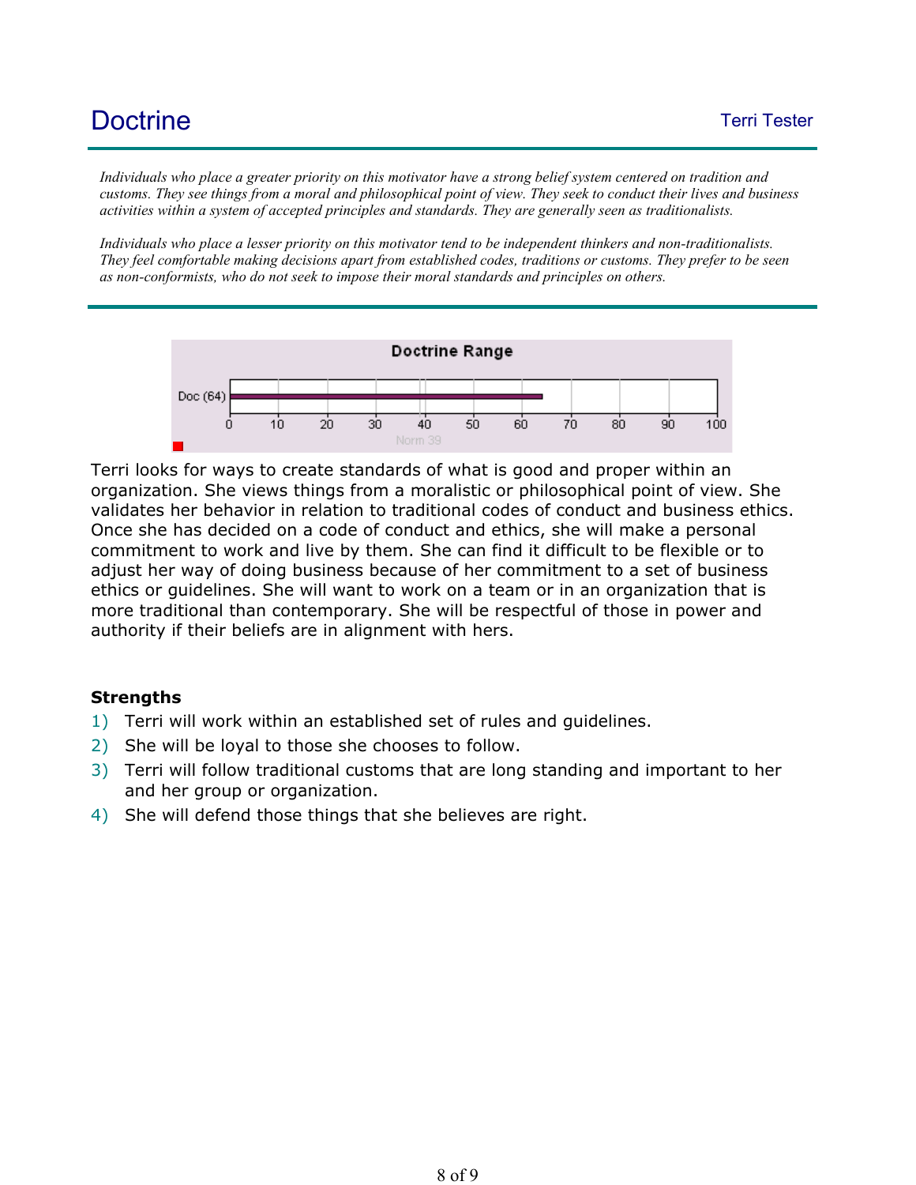# Doctrine

*Individuals who place a greater priority on this motivator have a strong belief system centered on tradition and customs. They see things from a moral and philosophical point of view. They seek to conduct their lives and business activities within a system of accepted principles and standards. They are generally seen as traditionalists.*

*Individuals who place a lesser priority on this motivator tend to be independent thinkers and non-traditionalists. They feel comfortable making decisions apart from established codes, traditions or customs. They prefer to be seen as non-conformists, who do not seek to impose their moral standards and principles on others.*

**Doctrine Range**

Doc (64)

Norm 39

Terri looks for ways to create standards of what is good and proper within an organization. She views things from a moralistic or philosophical point of view. She validates her behavior in relation to traditional codes of conduct and business ethics. Once she has decided on a code of conduct and ethics, she will make a personal commitment to work and live by them. She can find it difficult to be flexible or to adjust her way of doing business because of her commitment to a set of business ethics or guidelines. She will want to work on a team or in an organization that is more traditional than contemporary. She will be respectful of those in power and authority if their beliefs are in alignment with hers.

**Strengths**

1) Terri will work within an established set of rules and guidelines.
2) She will be loyal to those she chooses to follow.
3) Terri will follow traditional customs that are long standing and important to her and her group or organization.
4) She will defend those things that she believes are right.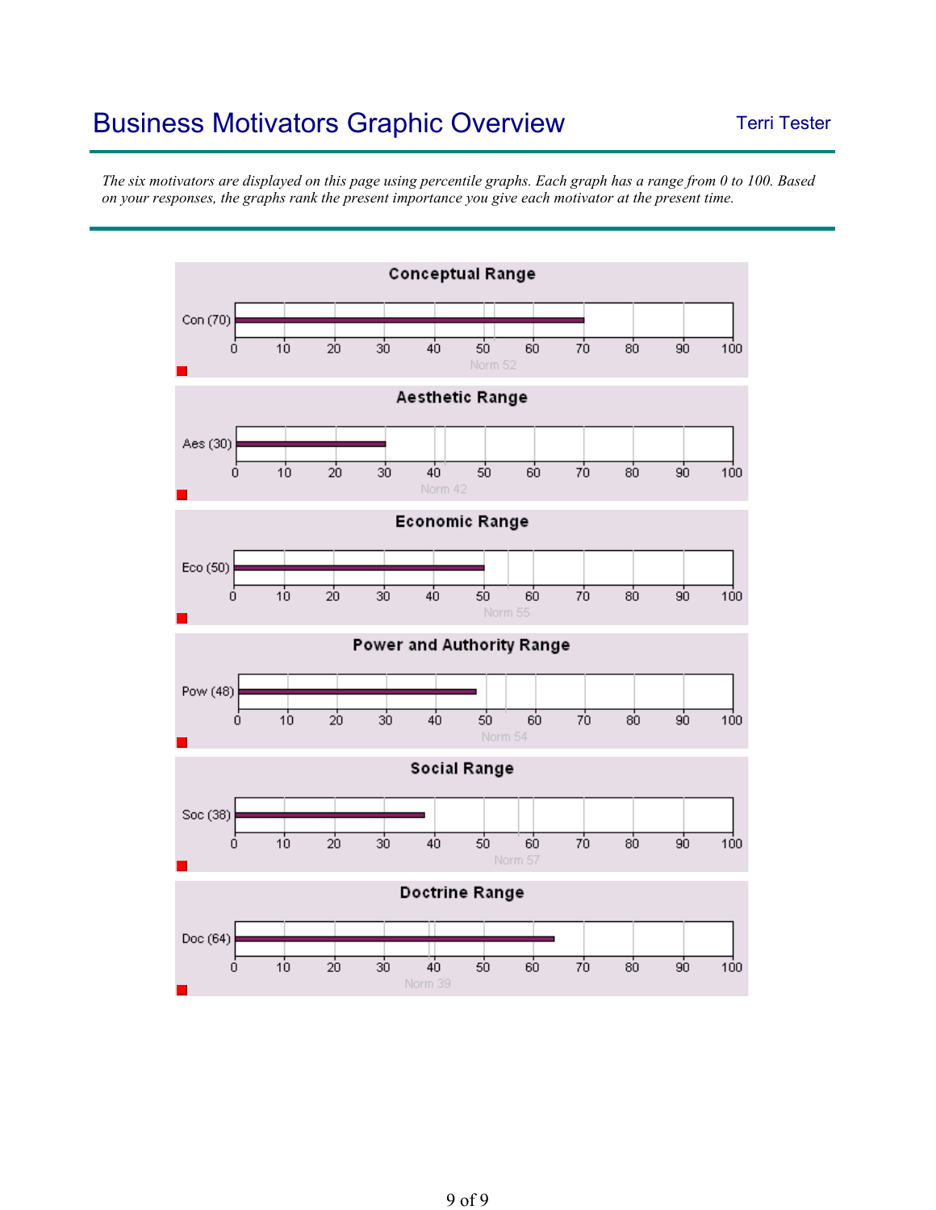# Business Motivators Graphic Overview

Terri Tester

*The six motivators are displayed on this page using percentile graphs. Each graph has a range from 0 to 100. Based on your responses, the graphs rank the present importance you give each motivator at the present time.*

**Conceptual Range**

Con (70)

0 10 20 30 40 50 60 70 80 90 100

Norm 52

**Aesthetic Range**

Aes (30)

0 10 20 30 40 50 60 70 80 90 100

Norm 42

**Economic Range**

Eco (50)

0 10 20 30 40 50 60 70 80 90 100

Norm 55

**Power and Authority Range**

Pow (48)

0 10 20 30 40 50 60 70 80 90 100

Norm 54

**Social Range**

Soc (38)

0 10 20 30 40 50 60 70 80 90 100

Norm 57

**Doctrine Range**

Doc (64)

0 10 20 30 40 50 60 70 80 90 100

Norm 39